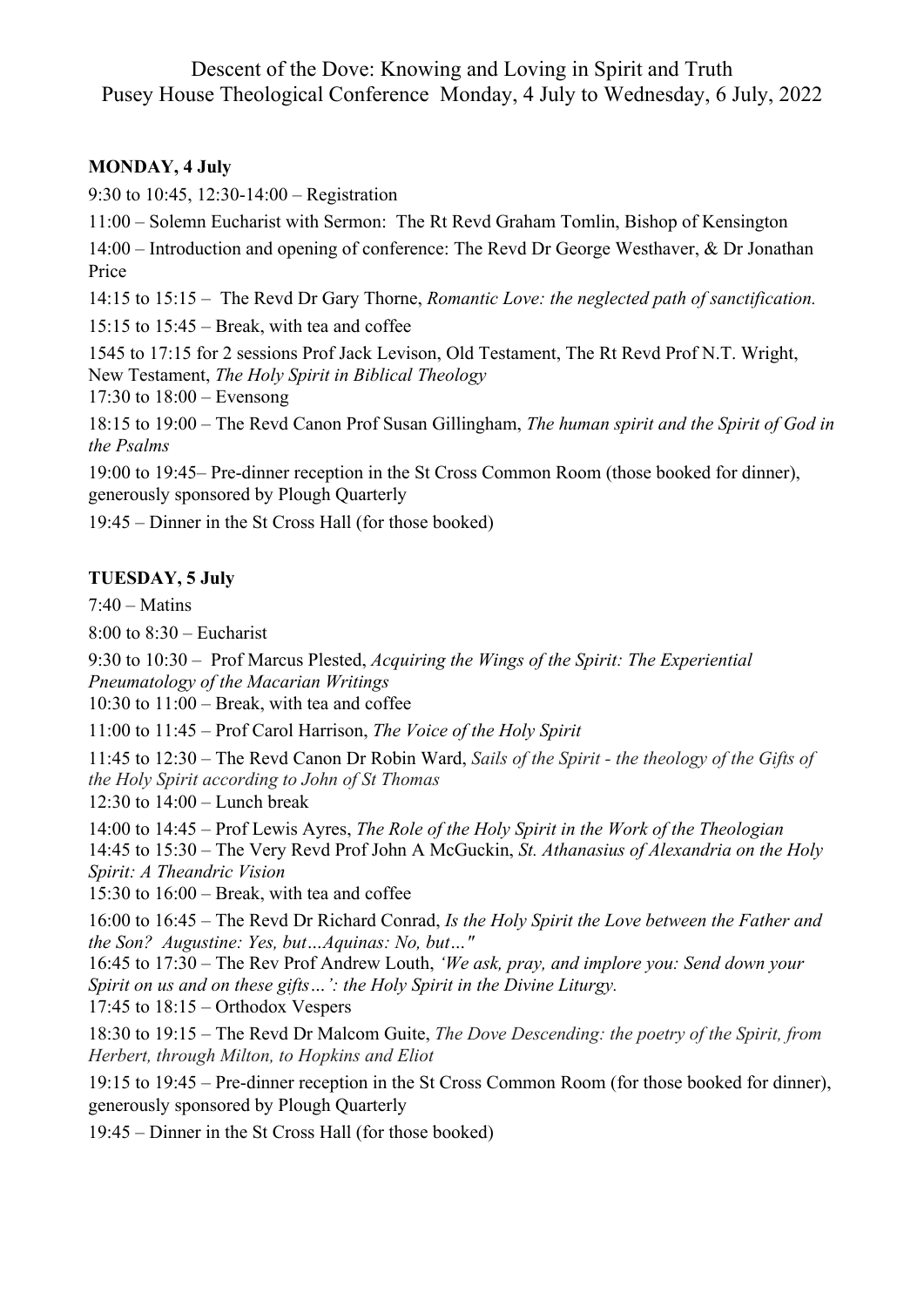# Descent of the Dove: Knowing and Loving in Spirit and Truth
## Pusey House Theological Conference Monday, 4 July to Wednesday, 6 July, 2022

**MONDAY, 4 July**

9:30 to 10:45, 12:30-14:00 – Registration

11:00 – Solemn Eucharist with Sermon: The Rt Revd Graham Tomlin, Bishop of Kensington

14:00 – Introduction and opening of conference: The Revd Dr George Westhaver, & Dr Jonathan Price

14:15 to 15:15 – The Revd Dr Gary Thorne, *Romantic Love: the neglected path of sanctification.*

15:15 to 15:45 – Break, with tea and coffee

1545 to 17:15 for 2 sessions Prof Jack Levison, Old Testament, The Rt Revd Prof N.T. Wright, New Testament, *The Holy Spirit in Biblical Theology*

17:30 to 18:00 – Evensong

18:15 to 19:00 – The Revd Canon Prof Susan Gillingham, *The human spirit and the Spirit of God in the Psalms*

19:00 to 19:45– Pre-dinner reception in the St Cross Common Room (those booked for dinner), generously sponsored by Plough Quarterly

19:45 – Dinner in the St Cross Hall (for those booked)

**TUESDAY, 5 July**

7:40 – Matins

8:00 to 8:30 – Eucharist

9:30 to 10:30 – Prof Marcus Plested, *Acquiring the Wings of the Spirit: The Experiential Pneumatology of the Macarian Writings*

10:30 to 11:00 – Break, with tea and coffee

11:00 to 11:45 – Prof Carol Harrison, *The Voice of the Holy Spirit*

11:45 to 12:30 – The Revd Canon Dr Robin Ward, *Sails of the Spirit - the theology of the Gifts of the Holy Spirit according to John of St Thomas*

12:30 to 14:00 – Lunch break

14:00 to 14:45 – Prof Lewis Ayres, *The Role of the Holy Spirit in the Work of the Theologian*

14:45 to 15:30 – The Very Revd Prof John A McGuckin, *St. Athanasius of Alexandria on the Holy Spirit: A Theandric Vision*

15:30 to 16:00 – Break, with tea and coffee

16:00 to 16:45 – The Revd Dr Richard Conrad, *Is the Holy Spirit the Love between the Father and the Son? Augustine: Yes, but…Aquinas: No, but…"*

16:45 to 17:30 – The Rev Prof Andrew Louth, *'We ask, pray, and implore you: Send down your Spirit on us and on these gifts…': the Holy Spirit in the Divine Liturgy.*

17:45 to 18:15 – Orthodox Vespers

18:30 to 19:15 – The Revd Dr Malcom Guite, *The Dove Descending: the poetry of the Spirit, from Herbert, through Milton, to Hopkins and Eliot*

19:15 to 19:45 – Pre-dinner reception in the St Cross Common Room (for those booked for dinner), generously sponsored by Plough Quarterly

19:45 – Dinner in the St Cross Hall (for those booked)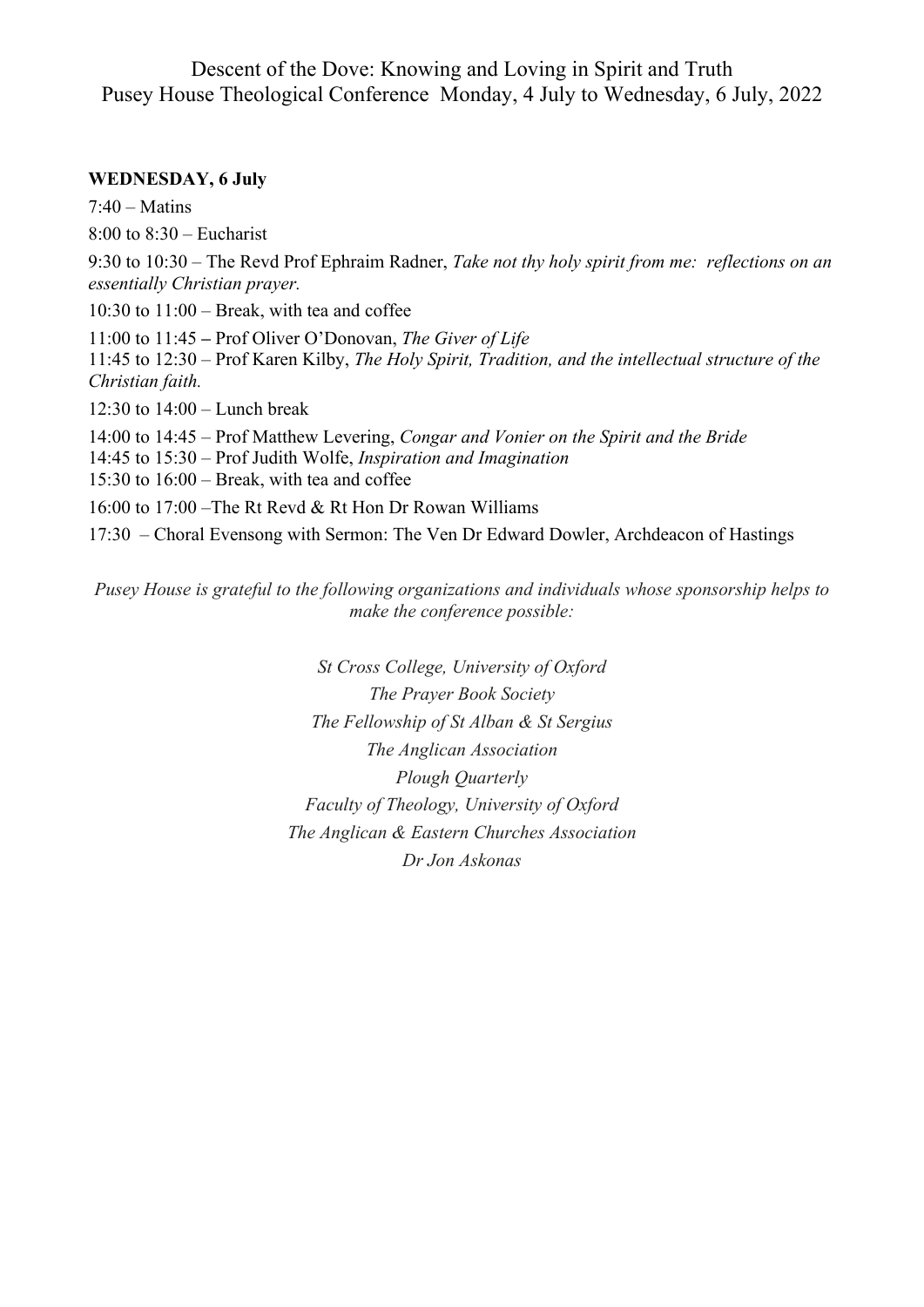Descent of the Dove: Knowing and Loving in Spirit and Truth
Pusey House Theological Conference Monday, 4 July to Wednesday, 6 July, 2022

**WEDNESDAY, 6 July**

7:40 – Matins

8:00 to 8:30 – Eucharist

9:30 to 10:30 – The Revd Prof Ephraim Radner, *Take not thy holy spirit from me: reflections on an essentially Christian prayer.*

10:30 to 11:00 – Break, with tea and coffee

11:00 to 11:45 – Prof Oliver O'Donovan, *The Giver of Life*
11:45 to 12:30 – Prof Karen Kilby, *The Holy Spirit, Tradition, and the intellectual structure of the Christian faith.*

12:30 to 14:00 – Lunch break

14:00 to 14:45 – Prof Matthew Levering, *Congar and Vonier on the Spirit and the Bride*
14:45 to 15:30 – Prof Judith Wolfe, *Inspiration and Imagination*
15:30 to 16:00 – Break, with tea and coffee

16:00 to 17:00 –The Rt Revd & Rt Hon Dr Rowan Williams

17:30 – Choral Evensong with Sermon: The Ven Dr Edward Dowler, Archdeacon of Hastings

*Pusey House is grateful to the following organizations and individuals whose sponsorship helps to make the conference possible:*

*St Cross College, University of Oxford*
*The Prayer Book Society*
*The Fellowship of St Alban & St Sergius*
*The Anglican Association*
*Plough Quarterly*
*Faculty of Theology, University of Oxford*
*The Anglican & Eastern Churches Association*
*Dr Jon Askonas*